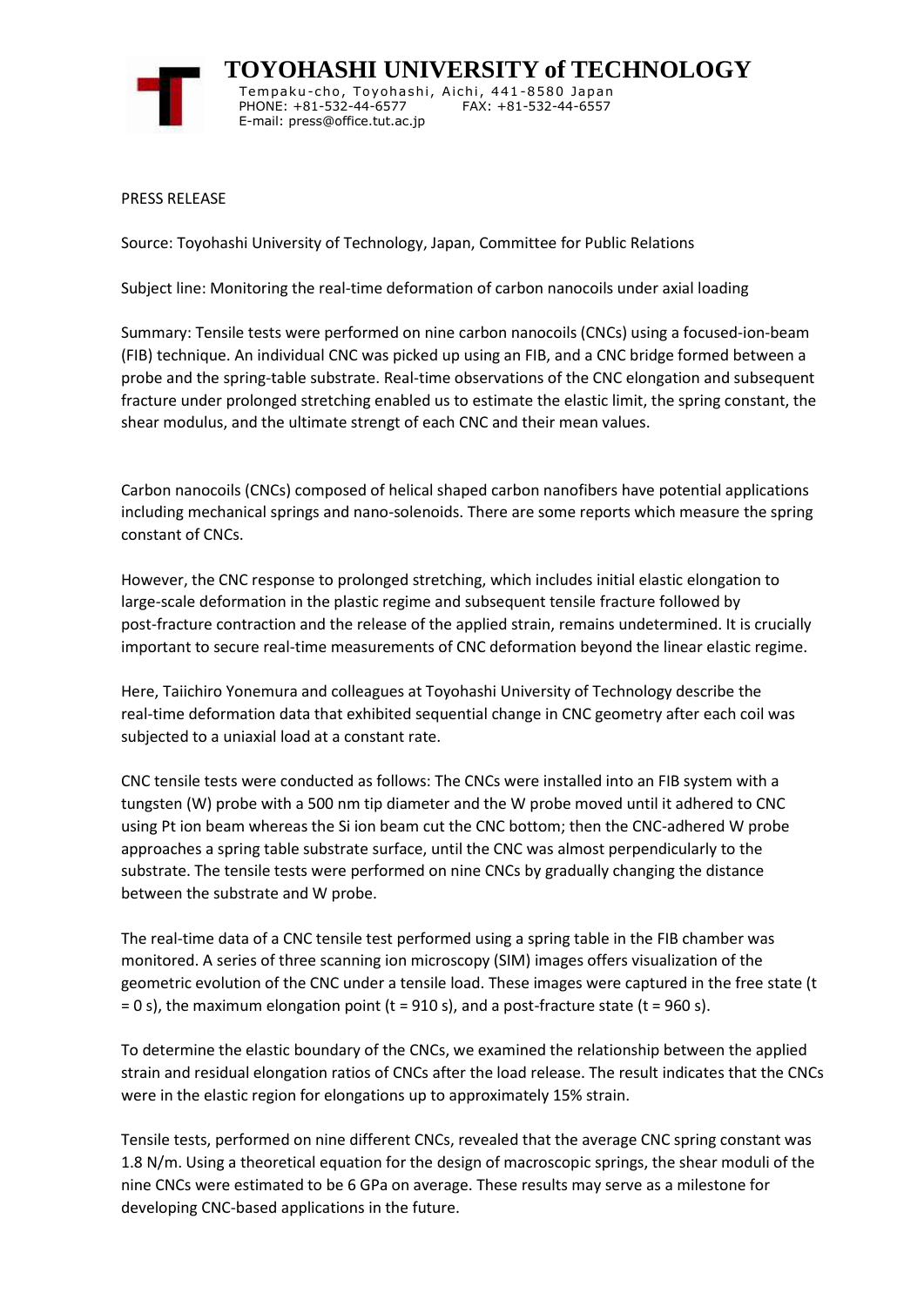# TOYOHASHI UNIVERSITY of TECHNOLOGY

Tempaku-cho, Toyohashi, Aichi, 441-8580 Japan
PHONE: +81-532-44-6577 FAX: +81-532-44-6557
E-mail: press@office.tut.ac.jp

PRESS RELEASE

Source: Toyohashi University of Technology, Japan, Committee for Public Relations

Subject line: Monitoring the real-time deformation of carbon nanocoils under axial loading

Summary: Tensile tests were performed on nine carbon nanocoils (CNCs) using a focused-ion-beam (FIB) technique. An individual CNC was picked up using an FIB, and a CNC bridge formed between a probe and the spring-table substrate. Real-time observations of the CNC elongation and subsequent fracture under prolonged stretching enabled us to estimate the elastic limit, the spring constant, the shear modulus, and the ultimate strengt of each CNC and their mean values.

Carbon nanocoils (CNCs) composed of helical shaped carbon nanofibers have potential applications including mechanical springs and nano-solenoids. There are some reports which measure the spring constant of CNCs.

However, the CNC response to prolonged stretching, which includes initial elastic elongation to large-scale deformation in the plastic regime and subsequent tensile fracture followed by post-fracture contraction and the release of the applied strain, remains undetermined. It is crucially important to secure real-time measurements of CNC deformation beyond the linear elastic regime.

Here, Taiichiro Yonemura and colleagues at Toyohashi University of Technology describe the real-time deformation data that exhibited sequential change in CNC geometry after each coil was subjected to a uniaxial load at a constant rate.

CNC tensile tests were conducted as follows: The CNCs were installed into an FIB system with a tungsten (W) probe with a 500 nm tip diameter and the W probe moved until it adhered to CNC using Pt ion beam whereas the Si ion beam cut the CNC bottom; then the CNC-adhered W probe approaches a spring table substrate surface, until the CNC was almost perpendicularly to the substrate. The tensile tests were performed on nine CNCs by gradually changing the distance between the substrate and W probe.

The real-time data of a CNC tensile test performed using a spring table in the FIB chamber was monitored. A series of three scanning ion microscopy (SIM) images offers visualization of the geometric evolution of the CNC under a tensile load. These images were captured in the free state ($t = 0$ s), the maximum elongation point ($t = 910$ s), and a post-fracture state ($t = 960$ s).

To determine the elastic boundary of the CNCs, we examined the relationship between the applied strain and residual elongation ratios of CNCs after the load release. The result indicates that the CNCs were in the elastic region for elongations up to approximately 15% strain.

Tensile tests, performed on nine different CNCs, revealed that the average CNC spring constant was 1.8 N/m. Using a theoretical equation for the design of macroscopic springs, the shear moduli of the nine CNCs were estimated to be 6 GPa on average. These results may serve as a milestone for developing CNC-based applications in the future.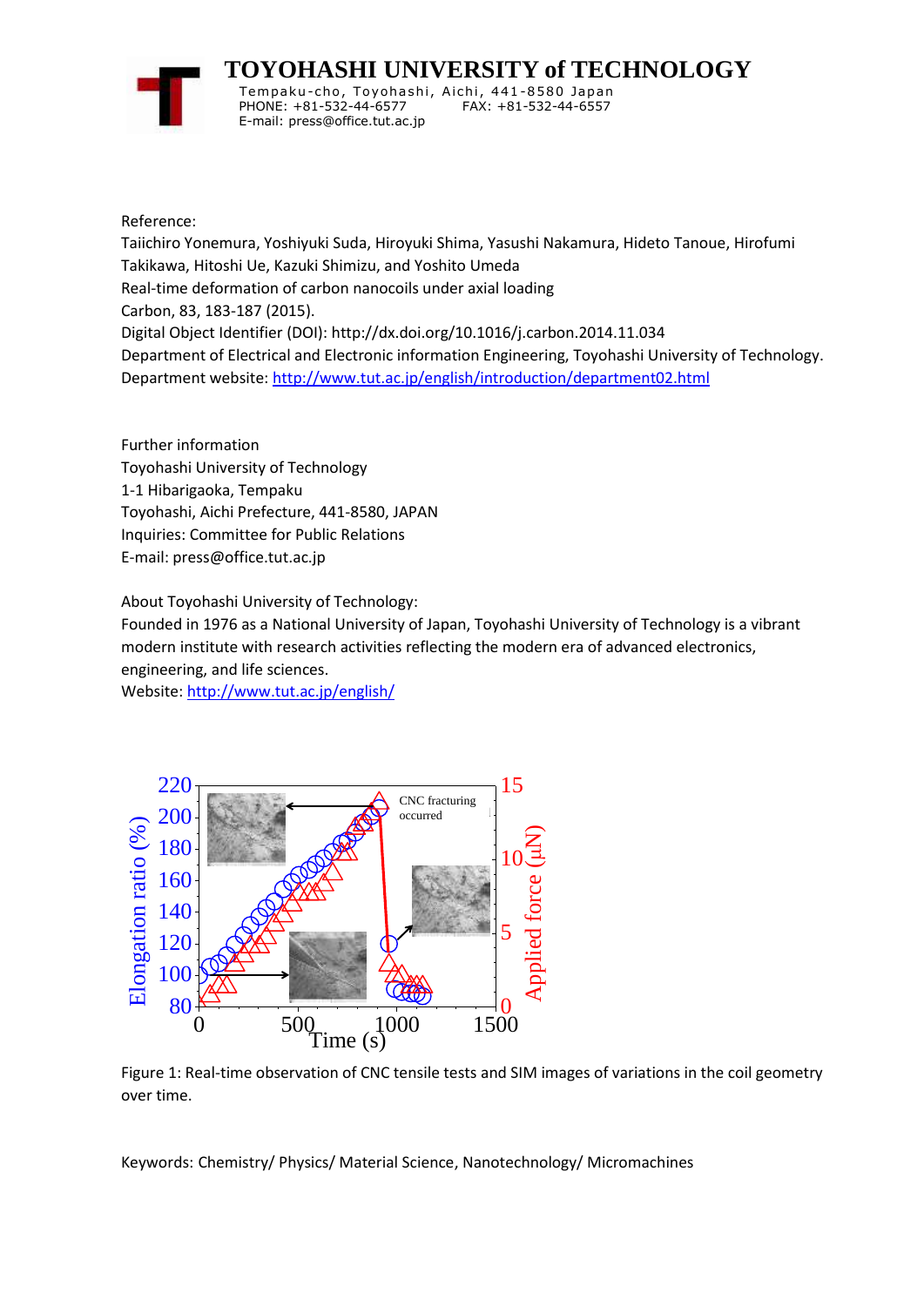# TOYOHASHI UNIVERSITY of TECHNOLOGY

Tempaku-cho, Toyohashi, Aichi, 441-8580 Japan
PHONE: +81-532-44-6577 FAX: +81-532-44-6557
E-mail: press@office.tut.ac.jp

Reference:
Taiichiro Yonemura, Yoshiyuki Suda, Hiroyuki Shima, Yasushi Nakamura, Hideto Tanoue, Hirofumi Takikawa, Hitoshi Ue, Kazuki Shimizu, and Yoshito Umeda
Real-time deformation of carbon nanocoils under axial loading
Carbon, 83, 183-187 (2015).
Digital Object Identifier (DOI): http://dx.doi.org/10.1016/j.carbon.2014.11.034
Department of Electrical and Electronic information Engineering, Toyohashi University of Technology.
Department website: [http://www.tut.ac.jp/english/introduction/department02.html](http://www.tut.ac.jp/english/introduction/department02.html)

Further information
Toyohashi University of Technology
1-1 Hibarigaoka, Tempaku
Toyohashi, Aichi Prefecture, 441-8580, JAPAN
Inquiries: Committee for Public Relations
E-mail: press@office.tut.ac.jp

About Toyohashi University of Technology:
Founded in 1976 as a National University of Japan, Toyohashi University of Technology is a vibrant modern institute with research activities reflecting the modern era of advanced electronics, engineering, and life sciences.
Website: [http://www.tut.ac.jp/english/](http://www.tut.ac.jp/english/)

Elongation ratio (%)
220
200
180
160
140
120
100
80

Applied force (μN)
15
10
5
0

Time (s)
0
500
1000
1500

CNC fracturing occurred

Figure 1: Real-time observation of CNC tensile tests and SIM images of variations in the coil geometry over time.

Keywords: Chemistry/ Physics/ Material Science, Nanotechnology/ Micromachines